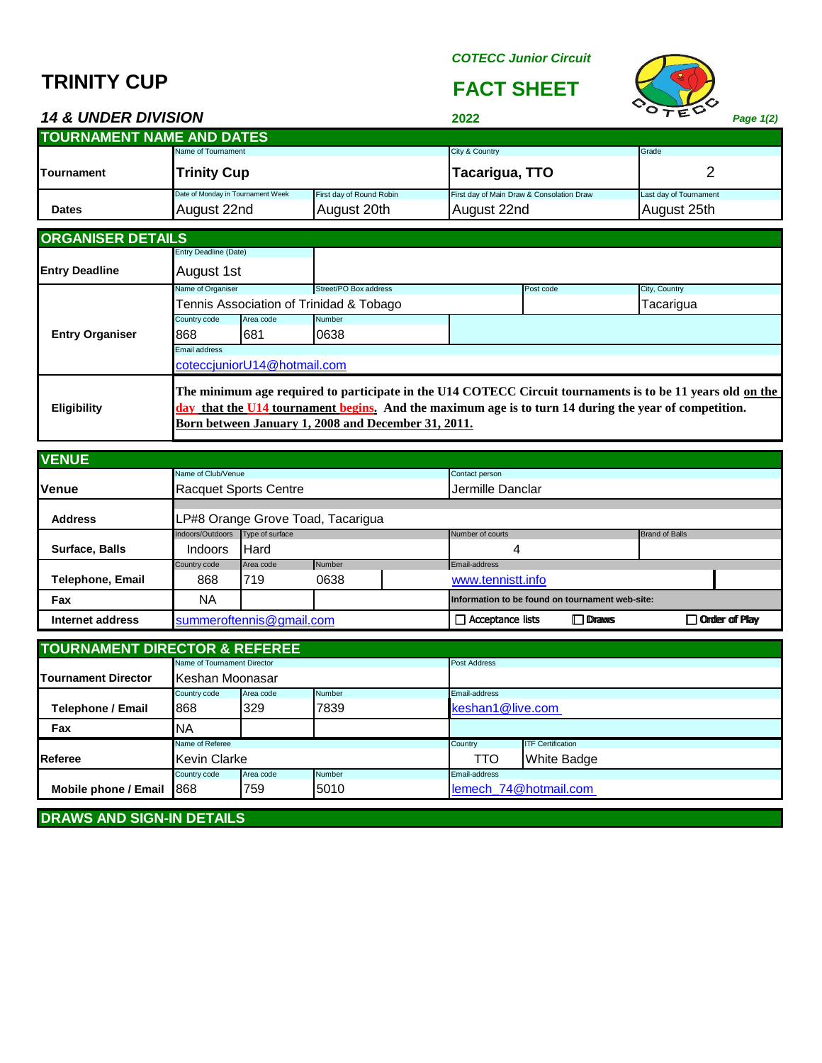# TRINITY CUP

*COTECC Junior Circuit*

## FACT SHEET

*14 & UNDER DIVISION*

2022

*Page 1(2)*

## TOURNAMENT NAME AND DATES

| | | | | |
|---|---|---|---|---|
| **Tournament** | Name of Tournament: **Trinity Cup** | | City & Country: **Tacarigua, TTO** | Grade: 2 |
| **Dates** | Date of Monday in Tournament Week: August 22nd | First day of Round Robin: August 20th | First day of Main Draw & Consolation Draw: August 22nd | Last day of Tournament: August 25th |

## ORGANISER DETAILS

| | | | | |
|---|---|---|---|---|
| **Entry Deadline** | Entry Deadline (Date): August 1st | | | |
| **Entry Organiser** | Name of Organiser: Tennis Association of Trinidad & Tobago | Street/PO Box address: | Post code: | City, Country: Tacarigua |
| | Country code: 868 | Area code: 681 | Number: 0638 | |
| | Email address: coteccjuniorU14@hotmail.com | | | |
| **Eligibility** | **The minimum age required to participate in the U14 COTECC Circuit tournaments is to be 11 years old on the day that the U14 tournament begins. And the maximum age is to turn 14 during the year of competition. Born between January 1, 2008 and December 31, 2011.** | | | |

## VENUE

| | | | | | |
|---|---|---|---|---|---|
| **Venue** | Name of Club/Venue: Racquet Sports Centre | | | Contact person: Jermille Danclar | |
| **Address** | LP#8 Orange Grove Toad, Tacarigua | | | | |
| **Surface, Balls** | Indoors/Outdoors: Indoors | Type of surface: Hard | | Number of courts: 4 | Brand of Balls: |
| **Telephone, Email** | Country code: 868 | Area code: 719 | Number: 0638 | Email-address: www.tennistt.info | |
| **Fax** | NA | | | Information to be found on tournament web-site: | |
| **Internet address** | summeroftennis@gmail.com | | | ☐ Acceptance lists ☐ Draws | ☐ Order of Play |

## TOURNAMENT DIRECTOR & REFEREE

| | | | | | |
|---|---|---|---|---|---|
| **Tournament Director** | Name of Tournament Director: Keshan Moonasar | | | Post Address: | |
| **Telephone / Email** | Country code: 868 | Area code: 329 | Number: 7839 | Email-address: keshan1@live.com | |
| **Fax** | NA | | | | |
| **Referee** | Name of Referee: Kevin Clarke | | | Country: TTO | ITF Certification: White Badge |
| **Mobile phone / Email** | Country code: 868 | Area code: 759 | Number: 5010 | Email-address: lemech_74@hotmail.com | |

## DRAWS AND SIGN-IN DETAILS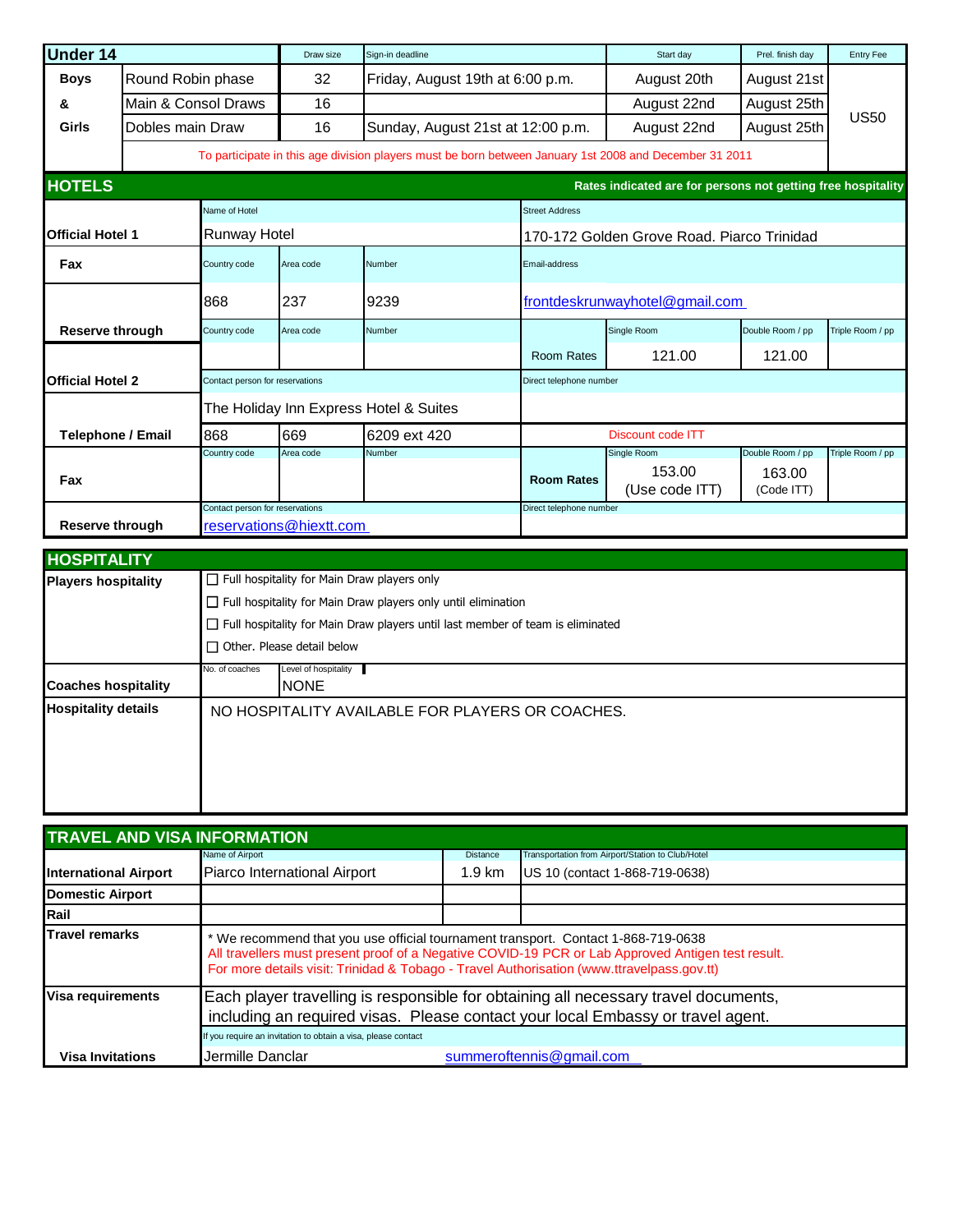## Under 14

| Under 14 | | Draw size | Sign-in deadline | Start day | Prel. finish day | Entry Fee |
|---|---|---|---|---|---|---|
| Boys & Girls | Round Robin phase | 32 | Friday, August 19th at 6:00 p.m. | August 20th | August 21st | US50 |
| | Main & Consol Draws | 16 | | August 22nd | August 25th | |
| | Dobles main Draw | 16 | Sunday, August 21st at 12:00 p.m. | August 22nd | August 25th | |

To participate in this age division players must be born between January 1st 2008 and December 31 2011

## HOTELS

Rates indicated are for persons not getting free hospitality

**Official Hotel 1**

| | | | | | | | |
|---|---|---|---|---|---|---|---|
| **Official Hotel 1** | Name of Hotel: Runway Hotel | | | Street Address: 170-172 Golden Grove Road. Piarco Trinidad | | | |
| **Fax** | Country code: 868 | Area code: 237 | Number: 9239 | Email-address: frontdeskrunwayhotel@gmail.com | | | |
| **Reserve through** | Country code | Area code | Number | Room Rates | Single Room: 121.00 | Double Room / pp: 121.00 | Triple Room / pp |

**Official Hotel 2**

| | | | | | | | |
|---|---|---|---|---|---|---|---|
| **Official Hotel 2** | Contact person for reservations: The Holiday Inn Express Hotel & Suites | | | Direct telephone number | | | |
| **Telephone / Email** | 868 | 669 | 6209 ext 420 | Discount code ITT | | | |
| **Fax** | Country code | Area code | Number | **Room Rates** | Single Room: 153.00 (Use code ITT) | Double Room / pp: 163.00 (Code ITT) | Triple Room / pp |
| **Reserve through** | Contact person for reservations: reservations@hiextt.com | | | Direct telephone number | | | |

## HOSPITALITY

**Players hospitality**

- ☐ Full hospitality for Main Draw players only
- ☐ Full hospitality for Main Draw players only until elimination
- ☐ Full hospitality for Main Draw players until last member of team is eliminated
- ☐ Other. Please detail below

**Coaches hospitality**

| No. of coaches | Level of hospitality |
|---|---|
| | NONE |

**Hospitality details**

NO HOSPITALITY AVAILABLE FOR PLAYERS OR COACHES.

## TRAVEL AND VISA INFORMATION

| | Name of Airport | Distance | Transportation from Airport/Station to Club/Hotel |
|---|---|---|---|
| **International Airport** | Piarco International Airport | 1.9 km | US 10 (contact 1-868-719-0638) |
| **Domestic Airport** | | | |
| **Rail** | | | |

**Travel remarks**

* We recommend that you use official tournament transport. Contact 1-868-719-0638
All travellers must present proof of a Negative COVID-19 PCR or Lab Approved Antigen test result.
For more details visit: Trinidad & Tobago - Travel Authorisation (www.ttravelpass.gov.tt)

**Visa requirements**

Each player travelling is responsible for obtaining all necessary travel documents, including an required visas. Please contact your local Embassy or travel agent.

If you require an invitation to obtain a visa, please contact

**Visa Invitations**: Jermille Danclar summeroftennis@gmail.com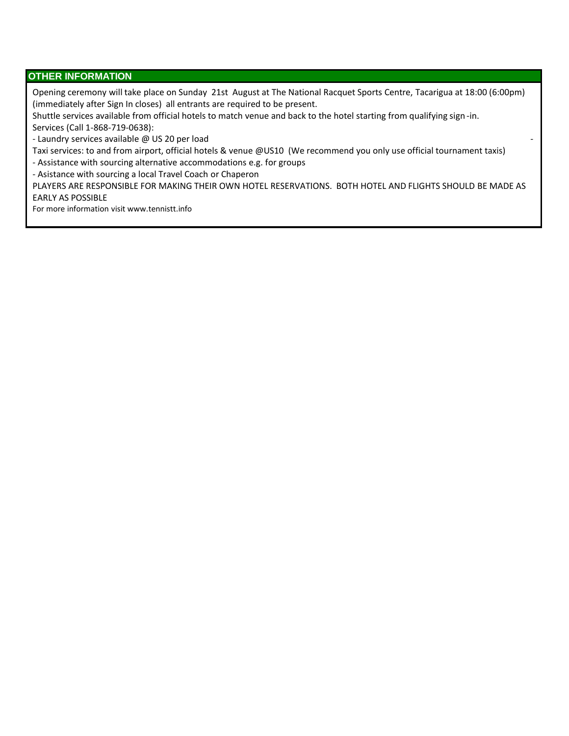## OTHER INFORMATION

Opening ceremony will take place on Sunday 21st August at The National Racquet Sports Centre, Tacarigua at 18:00 (6:00pm) (immediately after Sign In closes) all entrants are required to be present.

Shuttle services available from official hotels to match venue and back to the hotel starting from qualifying sign-in.

Services (Call 1-868-719-0638):

- Laundry services available @ US 20 per load

Taxi services: to and from airport, official hotels & venue @US10 (We recommend you only use official tournament taxis)

- Assistance with sourcing alternative accommodations e.g. for groups
- Asistance with sourcing a local Travel Coach or Chaperon

PLAYERS ARE RESPONSIBLE FOR MAKING THEIR OWN HOTEL RESERVATIONS. BOTH HOTEL AND FLIGHTS SHOULD BE MADE AS EARLY AS POSSIBLE

For more information visit www.tennistt.info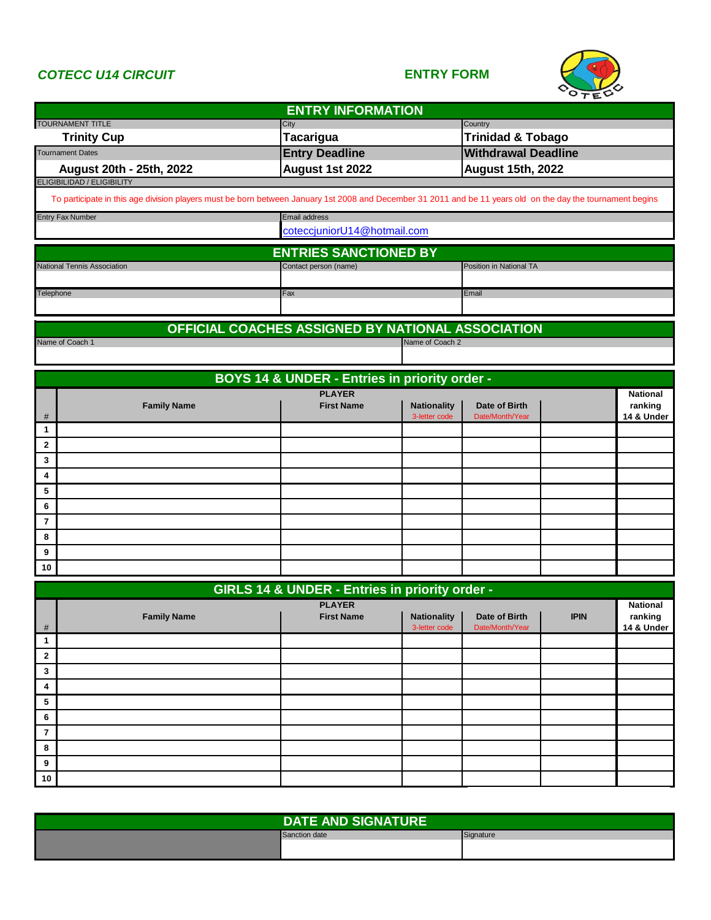**COTECC U14 CIRCUIT**

**ENTRY FORM**

## ENTRY INFORMATION

| TOURNAMENT TITLE | City | Country |
|---|---|---|
| **Trinity Cup** | **Tacarigua** | **Trinidad & Tobago** |
| Tournament Dates | **Entry Deadline** | **Withdrawal Deadline** |
| **August 20th - 25th, 2022** | **August 1st 2022** | **August 15th, 2022** |

ELIGIBILIDAD / ELIGIBILITY

To participate in this age division players must be born between January 1st 2008 and December 31 2011 and be 11 years old on the day the tournament begins

| Entry Fax Number | Email address |
|---|---|
| | coteccjuniorU14@hotmail.com |

## ENTRIES SANCTIONED BY

| National Tennis Association | Contact person (name) | Position in National TA |
|---|---|---|
| | | |
| **Telephone** | **Fax** | **Email** |
| | | |

## OFFICIAL COACHES ASSIGNED BY NATIONAL ASSOCIATION

| Name of Coach 1 | Name of Coach 2 |
|---|---|
| | |

## BOYS 14 & UNDER - Entries in priority order -

| # | PLAYER Family Name | First Name | Nationality 3-letter code | Date of Birth Date/Month/Year | | National ranking 14 & Under |
|---|---|---|---|---|---|---|
| 1 | | | | | | |
| 2 | | | | | | |
| 3 | | | | | | |
| 4 | | | | | | |
| 5 | | | | | | |
| 6 | | | | | | |
| 7 | | | | | | |
| 8 | | | | | | |
| 9 | | | | | | |
| 10 | | | | | | |

## GIRLS 14 & UNDER - Entries in priority order -

| # | PLAYER Family Name | First Name | Nationality 3-letter code | Date of Birth Date/Month/Year | IPIN | National ranking 14 & Under |
|---|---|---|---|---|---|---|
| 1 | | | | | | |
| 2 | | | | | | |
| 3 | | | | | | |
| 4 | | | | | | |
| 5 | | | | | | |
| 6 | | | | | | |
| 7 | | | | | | |
| 8 | | | | | | |
| 9 | | | | | | |
| 10 | | | | | | |

## DATE AND SIGNATURE

| | Sanction date | Signature |
|---|---|---|
| | | |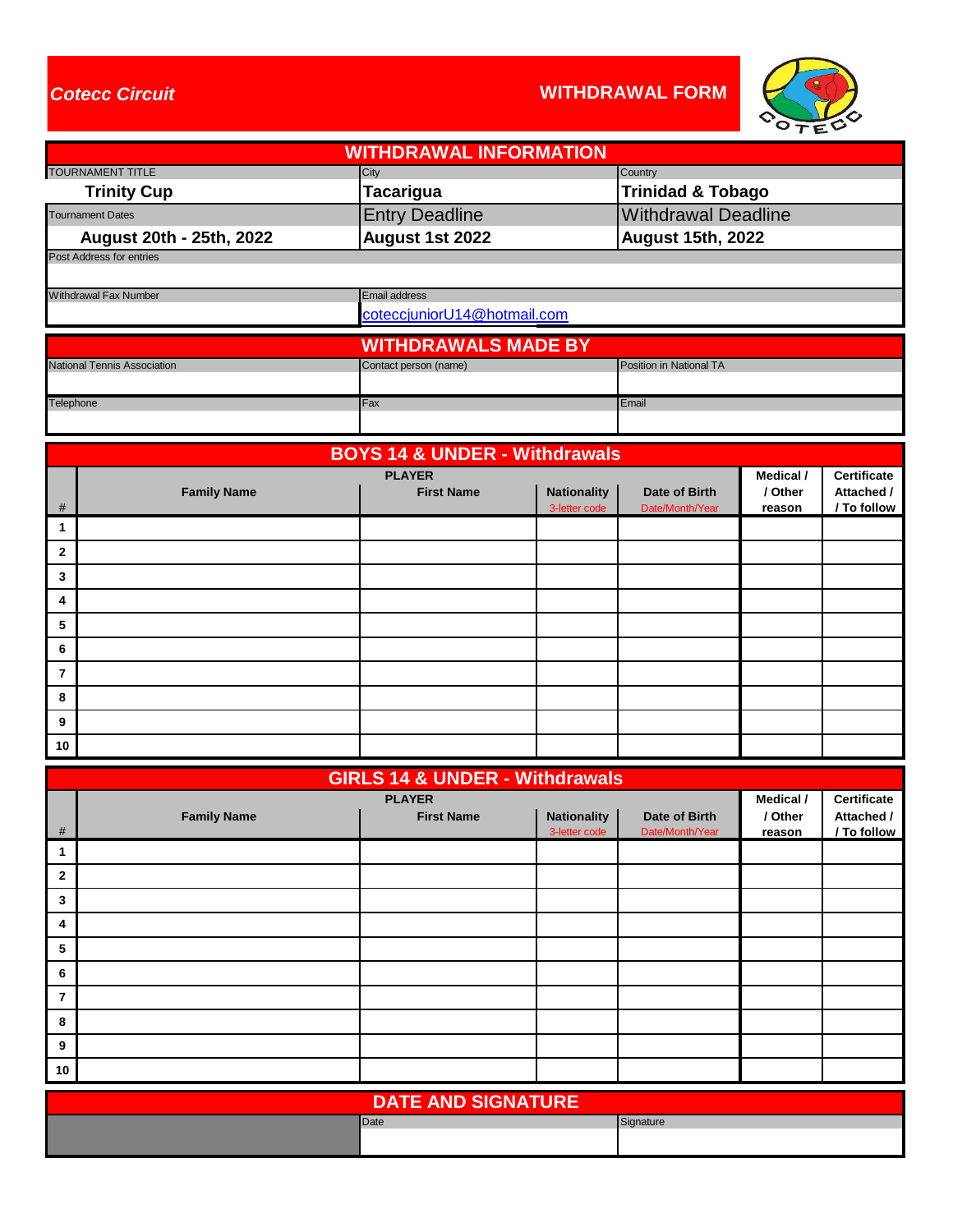*Cotecc Circuit* **WITHDRAWAL FORM**

## WITHDRAWAL INFORMATION

| TOURNAMENT TITLE | City | Country |
|---|---|---|
| **Trinity Cup** | **Tacarigua** | **Trinidad & Tobago** |
| Tournament Dates | Entry Deadline | Withdrawal Deadline |
| **August 20th - 25th, 2022** | **August 1st 2022** | **August 15th, 2022** |
| Post Address for entries | | |
| | | |
| Withdrawal Fax Number | Email address | |
| | coteccjuniorU14@hotmail.com | |

## WITHDRAWALS MADE BY

| National Tennis Association | Contact person (name) | Position in National TA |
|---|---|---|
| | | |
| Telephone | Fax | Email |
| | | |

## BOYS 14 & UNDER - Withdrawals

| # | PLAYER Family Name | First Name | Nationality 3-letter code | Date of Birth Date/Month/Year | Medical / / Other reason | Certificate Attached / / To follow |
|---|---|---|---|---|---|---|
| 1 | | | | | | |
| 2 | | | | | | |
| 3 | | | | | | |
| 4 | | | | | | |
| 5 | | | | | | |
| 6 | | | | | | |
| 7 | | | | | | |
| 8 | | | | | | |
| 9 | | | | | | |
| 10 | | | | | | |

## GIRLS 14 & UNDER - Withdrawals

| # | PLAYER Family Name | First Name | Nationality 3-letter code | Date of Birth Date/Month/Year | Medical / / Other reason | Certificate Attached / / To follow |
|---|---|---|---|---|---|---|
| 1 | | | | | | |
| 2 | | | | | | |
| 3 | | | | | | |
| 4 | | | | | | |
| 5 | | | | | | |
| 6 | | | | | | |
| 7 | | | | | | |
| 8 | | | | | | |
| 9 | | | | | | |
| 10 | | | | | | |

## DATE AND SIGNATURE

| | Date | Signature |
|---|---|---|
| | | |